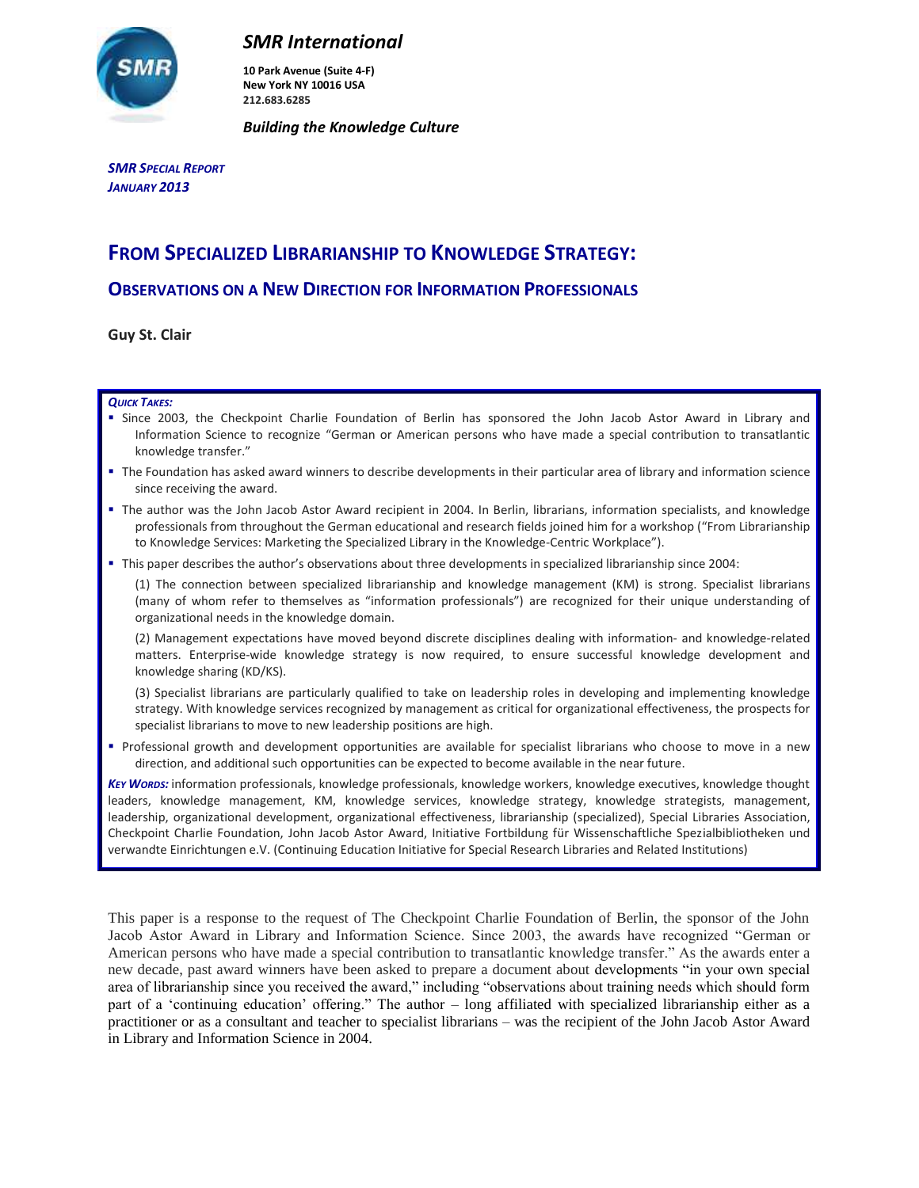*SMR International*

**10 Park Avenue (Suite 4-F)**
**New York NY 10016 USA**
**212.683.6285**

***Building the Knowledge Culture***

***SMR SPECIAL REPORT***
***JANUARY 2013***

# FROM SPECIALIZED LIBRARIANSHIP TO KNOWLEDGE STRATEGY:

## OBSERVATIONS ON A NEW DIRECTION FOR INFORMATION PROFESSIONALS

**Guy St. Clair**

***QUICK TAKES:***

- Since 2003, the Checkpoint Charlie Foundation of Berlin has sponsored the John Jacob Astor Award in Library and Information Science to recognize "German or American persons who have made a special contribution to transatlantic knowledge transfer."
- The Foundation has asked award winners to describe developments in their particular area of library and information science since receiving the award.
- The author was the John Jacob Astor Award recipient in 2004. In Berlin, librarians, information specialists, and knowledge professionals from throughout the German educational and research fields joined him for a workshop ("From Librarianship to Knowledge Services: Marketing the Specialized Library in the Knowledge-Centric Workplace").
- This paper describes the author's observations about three developments in specialized librarianship since 2004:

  (1) The connection between specialized librarianship and knowledge management (KM) is strong. Specialist librarians (many of whom refer to themselves as "information professionals") are recognized for their unique understanding of organizational needs in the knowledge domain.

  (2) Management expectations have moved beyond discrete disciplines dealing with information- and knowledge-related matters. Enterprise-wide knowledge strategy is now required, to ensure successful knowledge development and knowledge sharing (KD/KS).

  (3) Specialist librarians are particularly qualified to take on leadership roles in developing and implementing knowledge strategy. With knowledge services recognized by management as critical for organizational effectiveness, the prospects for specialist librarians to move to new leadership positions are high.
- Professional growth and development opportunities are available for specialist librarians who choose to move in a new direction, and additional such opportunities can be expected to become available in the near future.

***KEY WORDS:*** information professionals, knowledge professionals, knowledge workers, knowledge executives, knowledge thought leaders, knowledge management, KM, knowledge services, knowledge strategy, knowledge strategists, management, leadership, organizational development, organizational effectiveness, librarianship (specialized), Special Libraries Association, Checkpoint Charlie Foundation, John Jacob Astor Award, Initiative Fortbildung für Wissenschaftliche Spezialbibliotheken und verwandte Einrichtungen e.V. (Continuing Education Initiative for Special Research Libraries and Related Institutions)

This paper is a response to the request of The Checkpoint Charlie Foundation of Berlin, the sponsor of the John Jacob Astor Award in Library and Information Science. Since 2003, the awards have recognized "German or American persons who have made a special contribution to transatlantic knowledge transfer." As the awards enter a new decade, past award winners have been asked to prepare a document about developments "in your own special area of librarianship since you received the award," including "observations about training needs which should form part of a 'continuing education' offering." The author – long affiliated with specialized librarianship either as a practitioner or as a consultant and teacher to specialist librarians – was the recipient of the John Jacob Astor Award in Library and Information Science in 2004.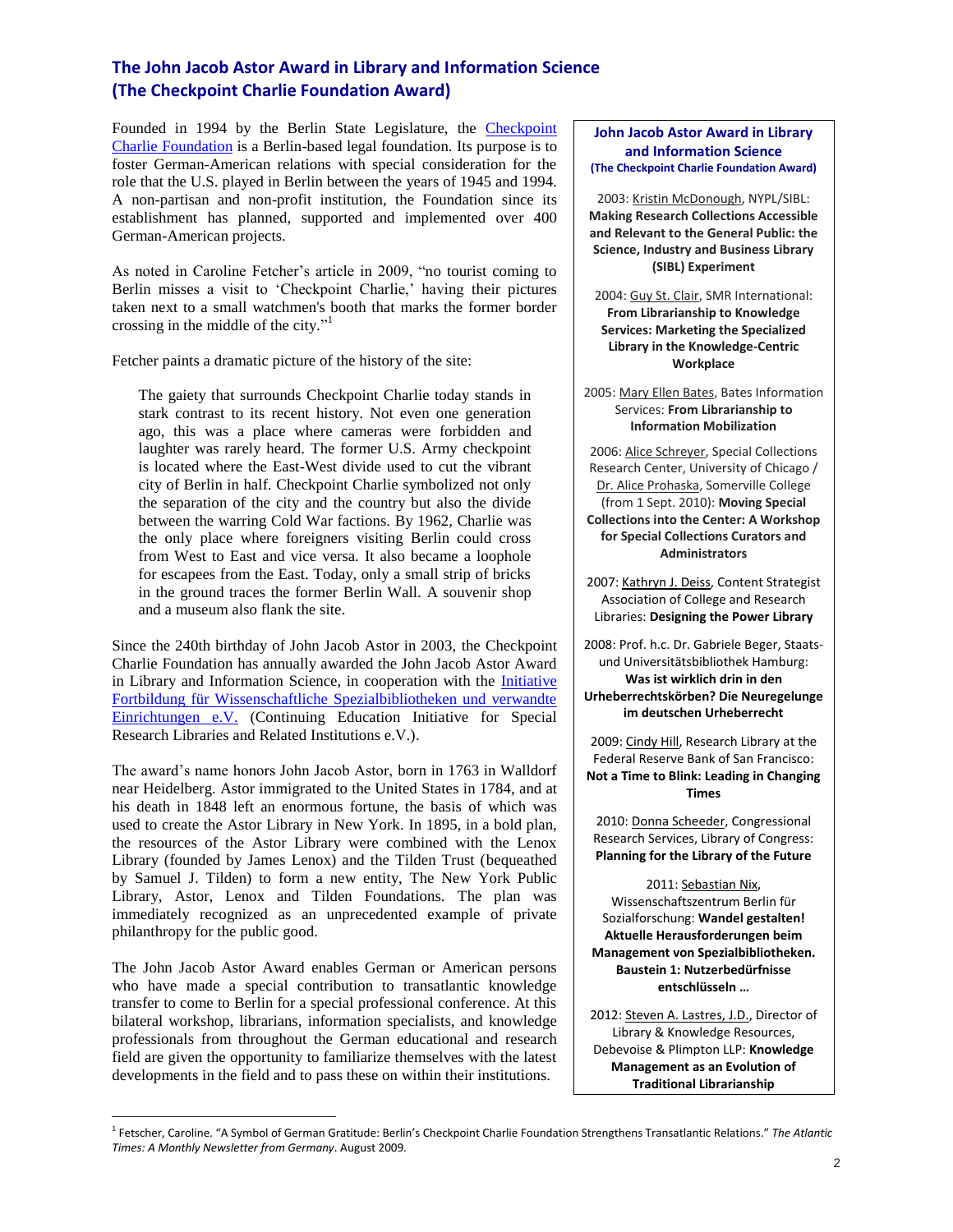## The John Jacob Astor Award in Library and Information Science (The Checkpoint Charlie Foundation Award)

Founded in 1994 by the Berlin State Legislature, the Checkpoint Charlie Foundation is a Berlin-based legal foundation. Its purpose is to foster German-American relations with special consideration for the role that the U.S. played in Berlin between the years of 1945 and 1994. A non-partisan and non-profit institution, the Foundation since its establishment has planned, supported and implemented over 400 German-American projects.

As noted in Caroline Fetcher's article in 2009, "no tourist coming to Berlin misses a visit to 'Checkpoint Charlie,' having their pictures taken next to a small watchmen's booth that marks the former border crossing in the middle of the city."[1]

Fetcher paints a dramatic picture of the history of the site:

> The gaiety that surrounds Checkpoint Charlie today stands in stark contrast to its recent history. Not even one generation ago, this was a place where cameras were forbidden and laughter was rarely heard. The former U.S. Army checkpoint is located where the East-West divide used to cut the vibrant city of Berlin in half. Checkpoint Charlie symbolized not only the separation of the city and the country but also the divide between the warring Cold War factions. By 1962, Charlie was the only place where foreigners visiting Berlin could cross from West to East and vice versa. It also became a loophole for escapees from the East. Today, only a small strip of bricks in the ground traces the former Berlin Wall. A souvenir shop and a museum also flank the site.

Since the 240th birthday of John Jacob Astor in 2003, the Checkpoint Charlie Foundation has annually awarded the John Jacob Astor Award in Library and Information Science, in cooperation with the Initiative Fortbildung für Wissenschaftliche Spezialbibliotheken und verwandte Einrichtungen e.V. (Continuing Education Initiative for Special Research Libraries and Related Institutions e.V.).

The award's name honors John Jacob Astor, born in 1763 in Walldorf near Heidelberg. Astor immigrated to the United States in 1784, and at his death in 1848 left an enormous fortune, the basis of which was used to create the Astor Library in New York. In 1895, in a bold plan, the resources of the Astor Library were combined with the Lenox Library (founded by James Lenox) and the Tilden Trust (bequeathed by Samuel J. Tilden) to form a new entity, The New York Public Library, Astor, Lenox and Tilden Foundations. The plan was immediately recognized as an unprecedented example of private philanthropy for the public good.

The John Jacob Astor Award enables German or American persons who have made a special contribution to transatlantic knowledge transfer to come to Berlin for a special professional conference. At this bilateral workshop, librarians, information specialists, and knowledge professionals from throughout the German educational and research field are given the opportunity to familiarize themselves with the latest developments in the field and to pass these on within their institutions.

### John Jacob Astor Award in Library and Information Science
**(The Checkpoint Charlie Foundation Award)**

2003: Kristin McDonough, NYPL/SIBL: **Making Research Collections Accessible and Relevant to the General Public: the Science, Industry and Business Library (SIBL) Experiment**

2004: Guy St. Clair, SMR International: **From Librarianship to Knowledge Services: Marketing the Specialized Library in the Knowledge-Centric Workplace**

2005: Mary Ellen Bates, Bates Information Services: **From Librarianship to Information Mobilization**

2006: Alice Schreyer, Special Collections Research Center, University of Chicago / Dr. Alice Prohaska, Somerville College (from 1 Sept. 2010): **Moving Special Collections into the Center: A Workshop for Special Collections Curators and Administrators**

2007: Kathryn J. Deiss, Content Strategist Association of College and Research Libraries: **Designing the Power Library**

2008: Prof. h.c. Dr. Gabriele Beger, Staats- und Universitätsbibliothek Hamburg: **Was ist wirklich drin in den Urheberrechtskörben? Die Neuregelunge im deutschen Urheberrecht**

2009: Cindy Hill, Research Library at the Federal Reserve Bank of San Francisco: **Not a Time to Blink: Leading in Changing Times**

2010: Donna Scheeder, Congressional Research Services, Library of Congress: **Planning for the Library of the Future**

2011: Sebastian Nix, Wissenschaftszentrum Berlin für Sozialforschung: **Wandel gestalten! Aktuelle Herausforderungen beim Management von Spezialbibliotheken. Baustein 1: Nutzerbedürfnisse entschlüsseln …**

2012: Steven A. Lastres, J.D., Director of Library & Knowledge Resources, Debevoise & Plimpton LLP: **Knowledge Management as an Evolution of Traditional Librarianship**

---

[1] Fetscher, Caroline. "A Symbol of German Gratitude: Berlin's Checkpoint Charlie Foundation Strengthens Transatlantic Relations." *The Atlantic Times: A Monthly Newsletter from Germany*. August 2009.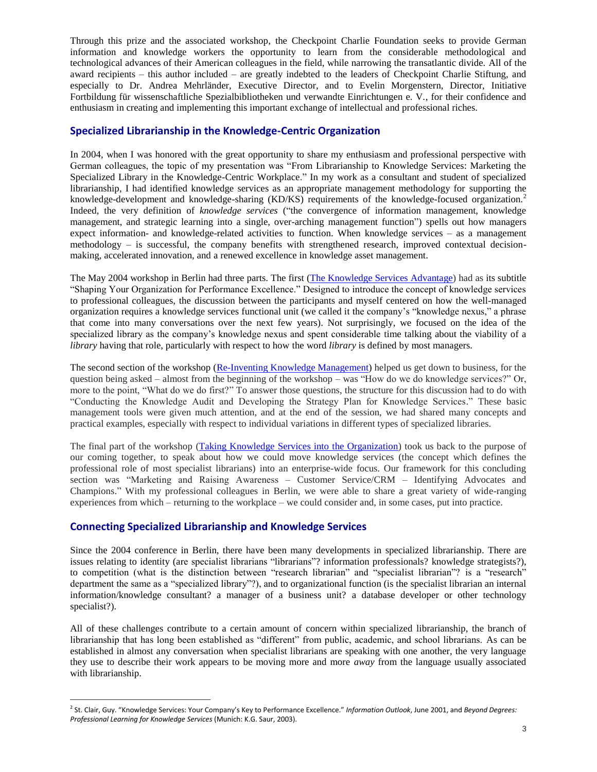Through this prize and the associated workshop, the Checkpoint Charlie Foundation seeks to provide German information and knowledge workers the opportunity to learn from the considerable methodological and technological advances of their American colleagues in the field, while narrowing the transatlantic divide. All of the award recipients – this author included – are greatly indebted to the leaders of Checkpoint Charlie Stiftung, and especially to Dr. Andrea Mehrländer, Executive Director, and to Evelin Morgenstern, Director, Initiative Fortbildung für wissenschaftliche Spezialbibliotheken und verwandte Einrichtungen e. V., for their confidence and enthusiasm in creating and implementing this important exchange of intellectual and professional riches.

## Specialized Librarianship in the Knowledge-Centric Organization

In 2004, when I was honored with the great opportunity to share my enthusiasm and professional perspective with German colleagues, the topic of my presentation was "From Librarianship to Knowledge Services: Marketing the Specialized Library in the Knowledge-Centric Workplace." In my work as a consultant and student of specialized librarianship, I had identified knowledge services as an appropriate management methodology for supporting the knowledge-development and knowledge-sharing (KD/KS) requirements of the knowledge-focused organization.[2] Indeed, the very definition of *knowledge services* ("the convergence of information management, knowledge management, and strategic learning into a single, over-arching management function") spells out how managers expect information- and knowledge-related activities to function. When knowledge services – as a management methodology – is successful, the company benefits with strengthened research, improved contextual decision-making, accelerated innovation, and a renewed excellence in knowledge asset management.

The May 2004 workshop in Berlin had three parts. The first (The Knowledge Services Advantage) had as its subtitle "Shaping Your Organization for Performance Excellence." Designed to introduce the concept of knowledge services to professional colleagues, the discussion between the participants and myself centered on how the well-managed organization requires a knowledge services functional unit (we called it the company's "knowledge nexus," a phrase that come into many conversations over the next few years). Not surprisingly, we focused on the idea of the specialized library as the company's knowledge nexus and spent considerable time talking about the viability of a *library* having that role, particularly with respect to how the word *library* is defined by most managers.

The second section of the workshop (Re-Inventing Knowledge Management) helped us get down to business, for the question being asked – almost from the beginning of the workshop – was "How do we do knowledge services?" Or, more to the point, "What do we do first?" To answer those questions, the structure for this discussion had to do with "Conducting the Knowledge Audit and Developing the Strategy Plan for Knowledge Services." These basic management tools were given much attention, and at the end of the session, we had shared many concepts and practical examples, especially with respect to individual variations in different types of specialized libraries.

The final part of the workshop (Taking Knowledge Services into the Organization) took us back to the purpose of our coming together, to speak about how we could move knowledge services (the concept which defines the professional role of most specialist librarians) into an enterprise-wide focus. Our framework for this concluding section was "Marketing and Raising Awareness – Customer Service/CRM – Identifying Advocates and Champions." With my professional colleagues in Berlin, we were able to share a great variety of wide-ranging experiences from which – returning to the workplace – we could consider and, in some cases, put into practice.

## Connecting Specialized Librarianship and Knowledge Services

Since the 2004 conference in Berlin, there have been many developments in specialized librarianship. There are issues relating to identity (are specialist librarians "librarians"? information professionals? knowledge strategists?), to competition (what is the distinction between "research librarian" and "specialist librarian"? is a "research" department the same as a "specialized library"?), and to organizational function (is the specialist librarian an internal information/knowledge consultant? a manager of a business unit? a database developer or other technology specialist?).

All of these challenges contribute to a certain amount of concern within specialized librarianship, the branch of librarianship that has long been established as "different" from public, academic, and school librarians. As can be established in almost any conversation when specialist librarians are speaking with one another, the very language they use to describe their work appears to be moving more and more *away* from the language usually associated with librarianship.

---

[2] St. Clair, Guy. "Knowledge Services: Your Company's Key to Performance Excellence." *Information Outlook*, June 2001, and *Beyond Degrees: Professional Learning for Knowledge Services* (Munich: K.G. Saur, 2003).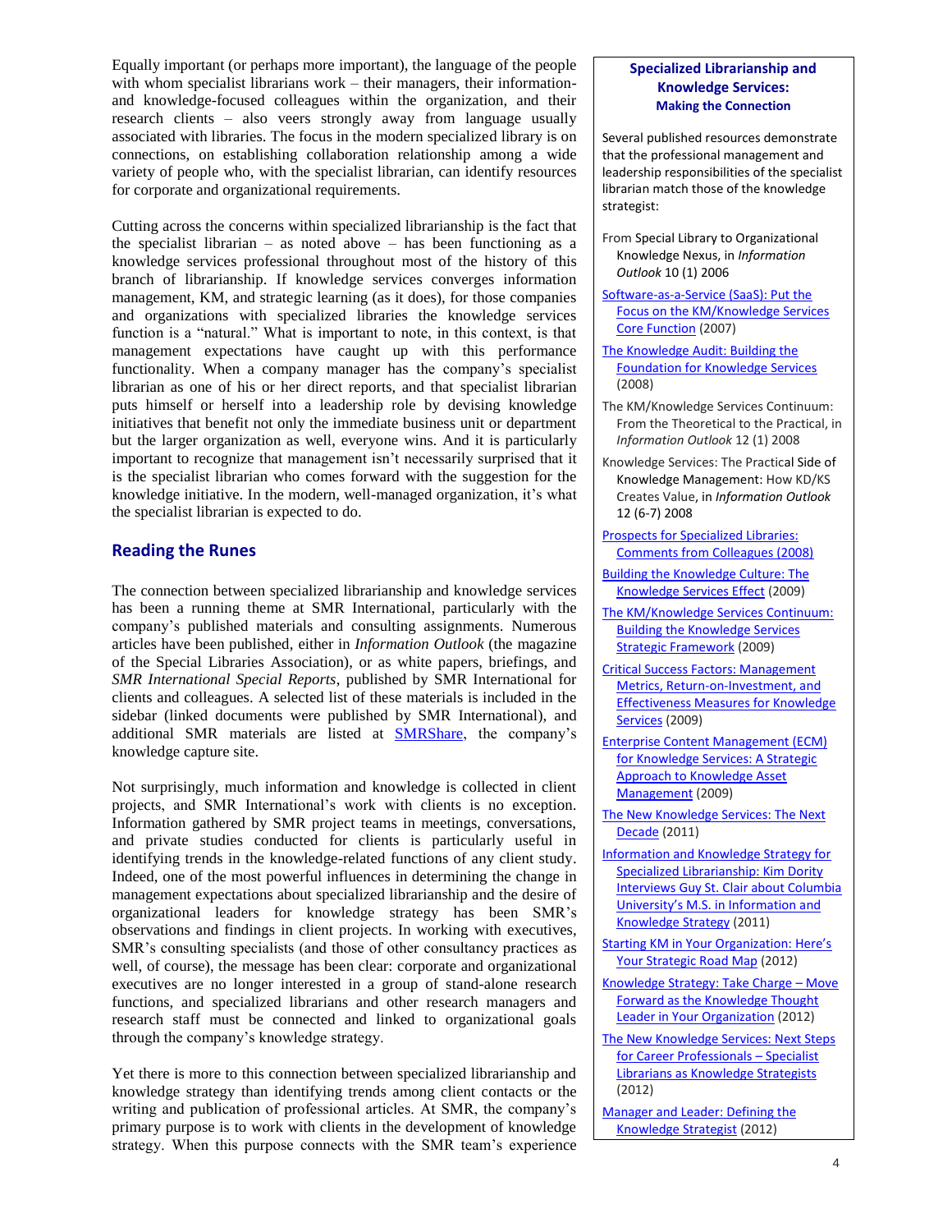Equally important (or perhaps more important), the language of the people with whom specialist librarians work – their managers, their information- and knowledge-focused colleagues within the organization, and their research clients – also veers strongly away from language usually associated with libraries. The focus in the modern specialized library is on connections, on establishing collaboration relationship among a wide variety of people who, with the specialist librarian, can identify resources for corporate and organizational requirements.

Cutting across the concerns within specialized librarianship is the fact that the specialist librarian – as noted above – has been functioning as a knowledge services professional throughout most of the history of this branch of librarianship. If knowledge services converges information management, KM, and strategic learning (as it does), for those companies and organizations with specialized libraries the knowledge services function is a "natural." What is important to note, in this context, is that management expectations have caught up with this performance functionality. When a company manager has the company's specialist librarian as one of his or her direct reports, and that specialist librarian puts himself or herself into a leadership role by devising knowledge initiatives that benefit not only the immediate business unit or department but the larger organization as well, everyone wins. And it is particularly important to recognize that management isn't necessarily surprised that it is the specialist librarian who comes forward with the suggestion for the knowledge initiative. In the modern, well-managed organization, it's what the specialist librarian is expected to do.

## Reading the Runes

The connection between specialized librarianship and knowledge services has been a running theme at SMR International, particularly with the company's published materials and consulting assignments. Numerous articles have been published, either in *Information Outlook* (the magazine of the Special Libraries Association), or as white papers, briefings, and *SMR International Special Reports*, published by SMR International for clients and colleagues. A selected list of these materials is included in the sidebar (linked documents were published by SMR International), and additional SMR materials are listed at SMRShare, the company's knowledge capture site.

Not surprisingly, much information and knowledge is collected in client projects, and SMR International's work with clients is no exception. Information gathered by SMR project teams in meetings, conversations, and private studies conducted for clients is particularly useful in identifying trends in the knowledge-related functions of any client study. Indeed, one of the most powerful influences in determining the change in management expectations about specialized librarianship and the desire of organizational leaders for knowledge strategy has been SMR's observations and findings in client projects. In working with executives, SMR's consulting specialists (and those of other consultancy practices as well, of course), the message has been clear: corporate and organizational executives are no longer interested in a group of stand-alone research functions, and specialized librarians and other research managers and research staff must be connected and linked to organizational goals through the company's knowledge strategy.

Yet there is more to this connection between specialized librarianship and knowledge strategy than identifying trends among client contacts or the writing and publication of professional articles. At SMR, the company's primary purpose is to work with clients in the development of knowledge strategy. When this purpose connects with the SMR team's experience

---

**Specialized Librarianship and Knowledge Services:**
**Making the Connection**

Several published resources demonstrate that the professional management and leadership responsibilities of the specialist librarian match those of the knowledge strategist:

- From Special Library to Organizational Knowledge Nexus, in *Information Outlook* 10 (1) 2006
- Software-as-a-Service (SaaS): Put the Focus on the KM/Knowledge Services Core Function (2007)
- The Knowledge Audit: Building the Foundation for Knowledge Services (2008)
- The KM/Knowledge Services Continuum: From the Theoretical to the Practical, in *Information Outlook* 12 (1) 2008
- Knowledge Services: The Practical Side of Knowledge Management: How KD/KS Creates Value, in *Information Outlook* 12 (6-7) 2008
- Prospects for Specialized Libraries: Comments from Colleagues (2008)
- Building the Knowledge Culture: The Knowledge Services Effect (2009)
- The KM/Knowledge Services Continuum: Building the Knowledge Services Strategic Framework (2009)
- Critical Success Factors: Management Metrics, Return-on-Investment, and Effectiveness Measures for Knowledge Services (2009)
- Enterprise Content Management (ECM) for Knowledge Services: A Strategic Approach to Knowledge Asset Management (2009)
- The New Knowledge Services: The Next Decade (2011)
- Information and Knowledge Strategy for Specialized Librarianship: Kim Dority Interviews Guy St. Clair about Columbia University's M.S. in Information and Knowledge Strategy (2011)
- Starting KM in Your Organization: Here's Your Strategic Road Map (2012)
- Knowledge Strategy: Take Charge – Move Forward as the Knowledge Thought Leader in Your Organization (2012)
- The New Knowledge Services: Next Steps for Career Professionals – Specialist Librarians as Knowledge Strategists (2012)
- Manager and Leader: Defining the Knowledge Strategist (2012)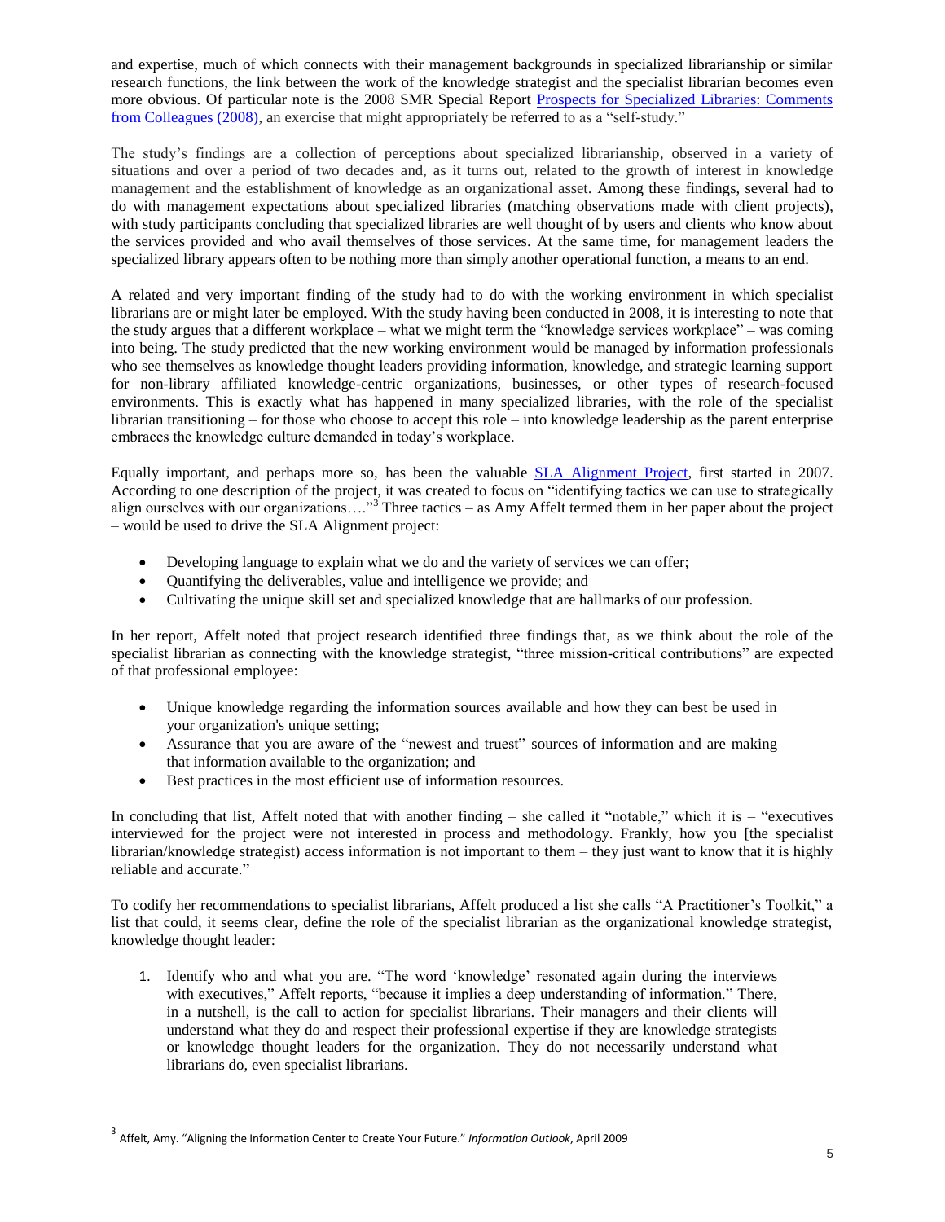and expertise, much of which connects with their management backgrounds in specialized librarianship or similar research functions, the link between the work of the knowledge strategist and the specialist librarian becomes even more obvious. Of particular note is the 2008 SMR Special Report [Prospects for Specialized Libraries: Comments from Colleagues (2008)], an exercise that might appropriately be referred to as a "self-study."

The study's findings are a collection of perceptions about specialized librarianship, observed in a variety of situations and over a period of two decades and, as it turns out, related to the growth of interest in knowledge management and the establishment of knowledge as an organizational asset. Among these findings, several had to do with management expectations about specialized libraries (matching observations made with client projects), with study participants concluding that specialized libraries are well thought of by users and clients who know about the services provided and who avail themselves of those services. At the same time, for management leaders the specialized library appears often to be nothing more than simply another operational function, a means to an end.

A related and very important finding of the study had to do with the working environment in which specialist librarians are or might later be employed. With the study having been conducted in 2008, it is interesting to note that the study argues that a different workplace – what we might term the "knowledge services workplace" – was coming into being. The study predicted that the new working environment would be managed by information professionals who see themselves as knowledge thought leaders providing information, knowledge, and strategic learning support for non-library affiliated knowledge-centric organizations, businesses, or other types of research-focused environments. This is exactly what has happened in many specialized libraries, with the role of the specialist librarian transitioning – for those who choose to accept this role – into knowledge leadership as the parent enterprise embraces the knowledge culture demanded in today's workplace.

Equally important, and perhaps more so, has been the valuable [SLA Alignment Project], first started in 2007. According to one description of the project, it was created to focus on "identifying tactics we can use to strategically align ourselves with our organizations…."[3] Three tactics – as Amy Affelt termed them in her paper about the project – would be used to drive the SLA Alignment project:

- Developing language to explain what we do and the variety of services we can offer;
- Quantifying the deliverables, value and intelligence we provide; and
- Cultivating the unique skill set and specialized knowledge that are hallmarks of our profession.

In her report, Affelt noted that project research identified three findings that, as we think about the role of the specialist librarian as connecting with the knowledge strategist, "three mission-critical contributions" are expected of that professional employee:

- Unique knowledge regarding the information sources available and how they can best be used in your organization's unique setting;
- Assurance that you are aware of the "newest and truest" sources of information and are making that information available to the organization; and
- Best practices in the most efficient use of information resources.

In concluding that list, Affelt noted that with another finding – she called it "notable," which it is – "executives interviewed for the project were not interested in process and methodology. Frankly, how you [the specialist librarian/knowledge strategist) access information is not important to them – they just want to know that it is highly reliable and accurate."

To codify her recommendations to specialist librarians, Affelt produced a list she calls "A Practitioner's Toolkit," a list that could, it seems clear, define the role of the specialist librarian as the organizational knowledge strategist, knowledge thought leader:

1. Identify who and what you are. "The word 'knowledge' resonated again during the interviews with executives," Affelt reports, "because it implies a deep understanding of information." There, in a nutshell, is the call to action for specialist librarians. Their managers and their clients will understand what they do and respect their professional expertise if they are knowledge strategists or knowledge thought leaders for the organization. They do not necessarily understand what librarians do, even specialist librarians.

---

[3] Affelt, Amy. "Aligning the Information Center to Create Your Future." *Information Outlook*, April 2009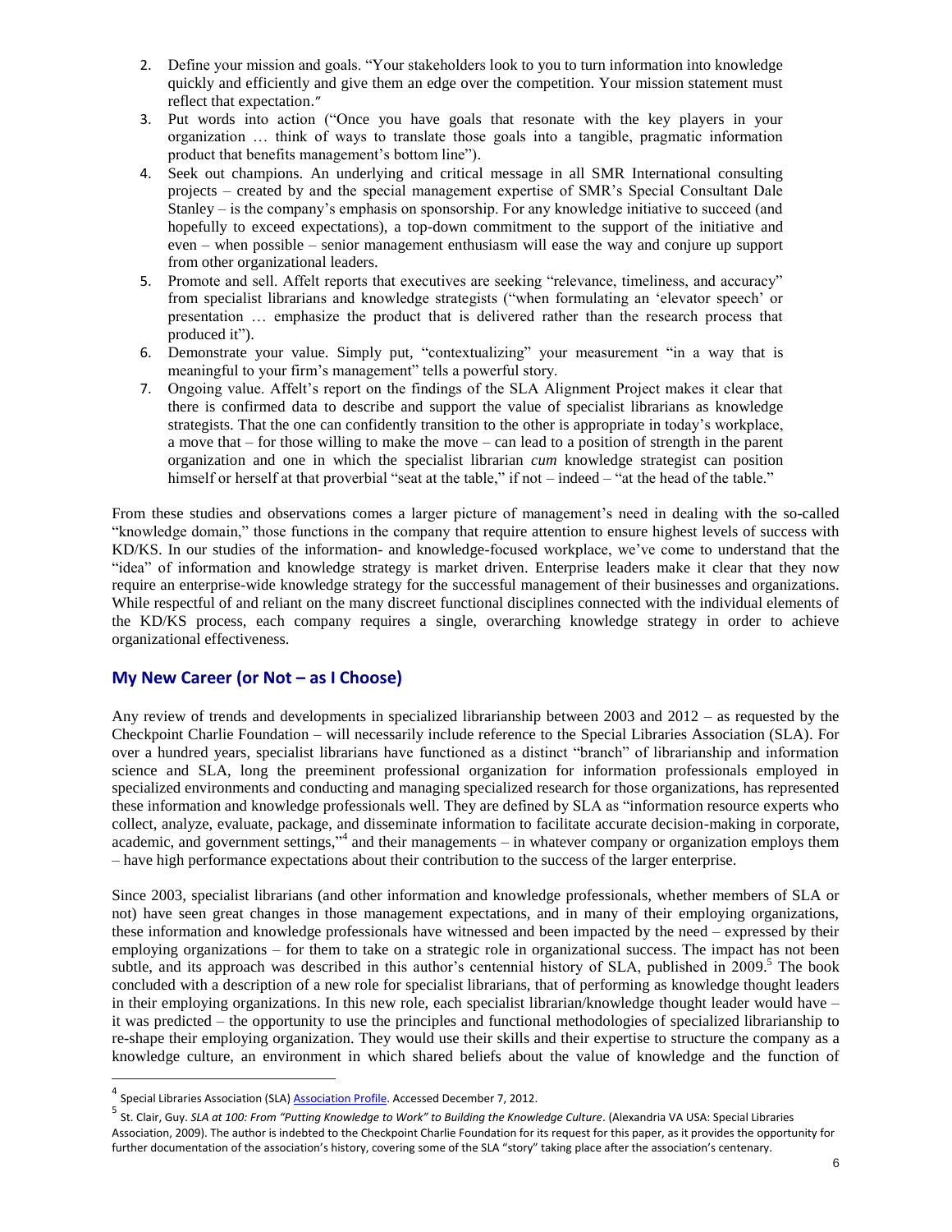2. Define your mission and goals. "Your stakeholders look to you to turn information into knowledge quickly and efficiently and give them an edge over the competition. Your mission statement must reflect that expectation."
3. Put words into action ("Once you have goals that resonate with the key players in your organization … think of ways to translate those goals into a tangible, pragmatic information product that benefits management's bottom line").
4. Seek out champions. An underlying and critical message in all SMR International consulting projects – created by and the special management expertise of SMR's Special Consultant Dale Stanley – is the company's emphasis on sponsorship. For any knowledge initiative to succeed (and hopefully to exceed expectations), a top-down commitment to the support of the initiative and even – when possible – senior management enthusiasm will ease the way and conjure up support from other organizational leaders.
5. Promote and sell. Affelt reports that executives are seeking "relevance, timeliness, and accuracy" from specialist librarians and knowledge strategists ("when formulating an 'elevator speech' or presentation … emphasize the product that is delivered rather than the research process that produced it").
6. Demonstrate your value. Simply put, "contextualizing" your measurement "in a way that is meaningful to your firm's management" tells a powerful story.
7. Ongoing value. Affelt's report on the findings of the SLA Alignment Project makes it clear that there is confirmed data to describe and support the value of specialist librarians as knowledge strategists. That the one can confidently transition to the other is appropriate in today's workplace, a move that – for those willing to make the move – can lead to a position of strength in the parent organization and one in which the specialist librarian *cum* knowledge strategist can position himself or herself at that proverbial "seat at the table," if not – indeed – "at the head of the table."

From these studies and observations comes a larger picture of management's need in dealing with the so-called "knowledge domain," those functions in the company that require attention to ensure highest levels of success with KD/KS. In our studies of the information- and knowledge-focused workplace, we've come to understand that the "idea" of information and knowledge strategy is market driven. Enterprise leaders make it clear that they now require an enterprise-wide knowledge strategy for the successful management of their businesses and organizations. While respectful of and reliant on the many discreet functional disciplines connected with the individual elements of the KD/KS process, each company requires a single, overarching knowledge strategy in order to achieve organizational effectiveness.

## My New Career (or Not – as I Choose)

Any review of trends and developments in specialized librarianship between 2003 and 2012 – as requested by the Checkpoint Charlie Foundation – will necessarily include reference to the Special Libraries Association (SLA). For over a hundred years, specialist librarians have functioned as a distinct "branch" of librarianship and information science and SLA, long the preeminent professional organization for information professionals employed in specialized environments and conducting and managing specialized research for those organizations, has represented these information and knowledge professionals well. They are defined by SLA as "information resource experts who collect, analyze, evaluate, package, and disseminate information to facilitate accurate decision-making in corporate, academic, and government settings,"[4] and their managements – in whatever company or organization employs them – have high performance expectations about their contribution to the success of the larger enterprise.

Since 2003, specialist librarians (and other information and knowledge professionals, whether members of SLA or not) have seen great changes in those management expectations, and in many of their employing organizations, these information and knowledge professionals have witnessed and been impacted by the need – expressed by their employing organizations – for them to take on a strategic role in organizational success. The impact has not been subtle, and its approach was described in this author's centennial history of SLA, published in 2009.[5] The book concluded with a description of a new role for specialist librarians, that of performing as knowledge thought leaders in their employing organizations. In this new role, each specialist librarian/knowledge thought leader would have – it was predicted – the opportunity to use the principles and functional methodologies of specialized librarianship to re-shape their employing organization. They would use their skills and their expertise to structure the company as a knowledge culture, an environment in which shared beliefs about the value of knowledge and the function of

---

[4] Special Libraries Association (SLA) Association Profile. Accessed December 7, 2012.

[5] St. Clair, Guy. *SLA at 100: From "Putting Knowledge to Work" to Building the Knowledge Culture*. (Alexandria VA USA: Special Libraries Association, 2009). The author is indebted to the Checkpoint Charlie Foundation for its request for this paper, as it provides the opportunity for further documentation of the association's history, covering some of the SLA "story" taking place after the association's centenary.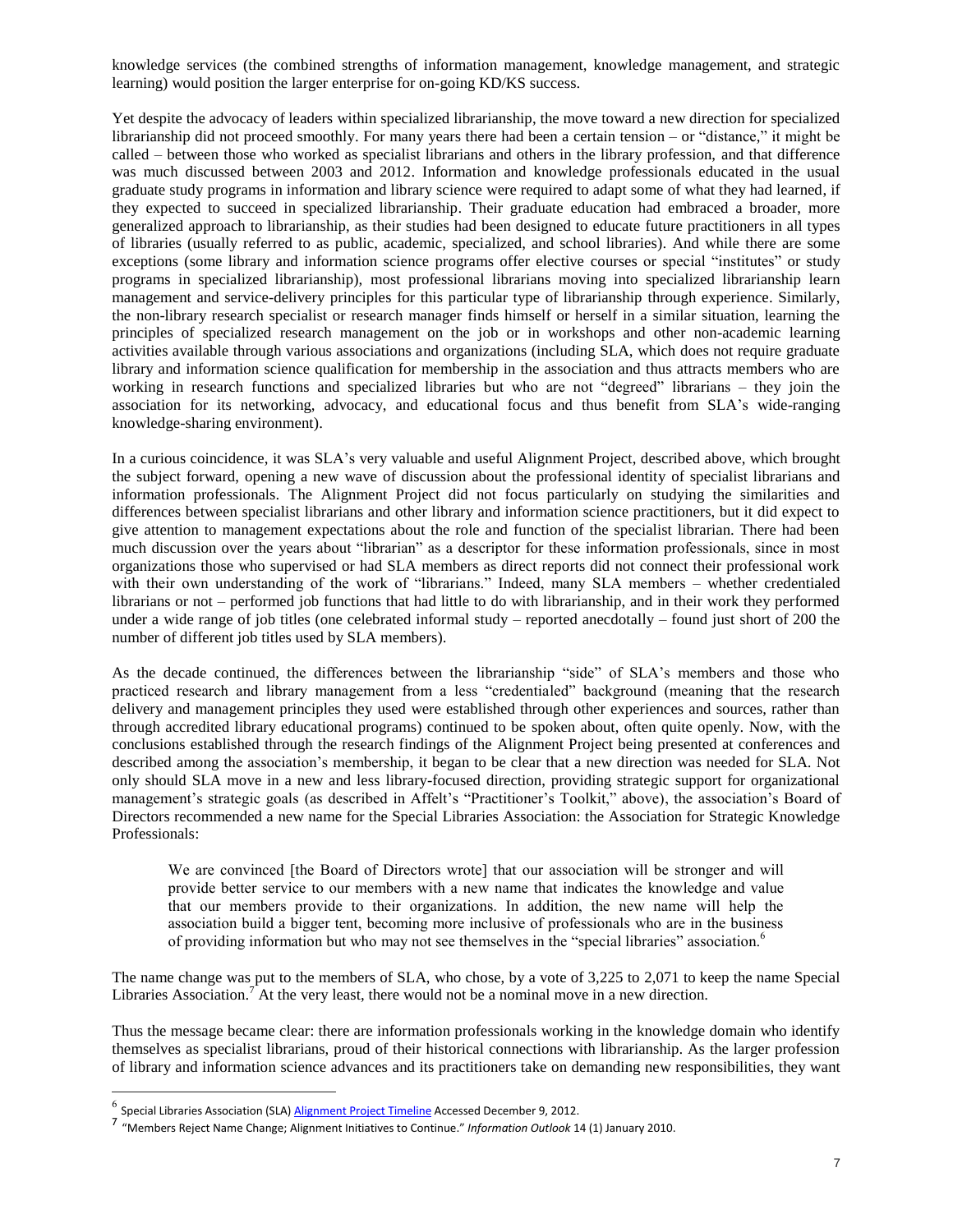knowledge services (the combined strengths of information management, knowledge management, and strategic learning) would position the larger enterprise for on-going KD/KS success.

Yet despite the advocacy of leaders within specialized librarianship, the move toward a new direction for specialized librarianship did not proceed smoothly. For many years there had been a certain tension – or "distance," it might be called – between those who worked as specialist librarians and others in the library profession, and that difference was much discussed between 2003 and 2012. Information and knowledge professionals educated in the usual graduate study programs in information and library science were required to adapt some of what they had learned, if they expected to succeed in specialized librarianship. Their graduate education had embraced a broader, more generalized approach to librarianship, as their studies had been designed to educate future practitioners in all types of libraries (usually referred to as public, academic, specialized, and school libraries). And while there are some exceptions (some library and information science programs offer elective courses or special "institutes" or study programs in specialized librarianship), most professional librarians moving into specialized librarianship learn management and service-delivery principles for this particular type of librarianship through experience. Similarly, the non-library research specialist or research manager finds himself or herself in a similar situation, learning the principles of specialized research management on the job or in workshops and other non-academic learning activities available through various associations and organizations (including SLA, which does not require graduate library and information science qualification for membership in the association and thus attracts members who are working in research functions and specialized libraries but who are not "degreed" librarians – they join the association for its networking, advocacy, and educational focus and thus benefit from SLA's wide-ranging knowledge-sharing environment).

In a curious coincidence, it was SLA's very valuable and useful Alignment Project, described above, which brought the subject forward, opening a new wave of discussion about the professional identity of specialist librarians and information professionals. The Alignment Project did not focus particularly on studying the similarities and differences between specialist librarians and other library and information science practitioners, but it did expect to give attention to management expectations about the role and function of the specialist librarian. There had been much discussion over the years about "librarian" as a descriptor for these information professionals, since in most organizations those who supervised or had SLA members as direct reports did not connect their professional work with their own understanding of the work of "librarians." Indeed, many SLA members – whether credentialed librarians or not – performed job functions that had little to do with librarianship, and in their work they performed under a wide range of job titles (one celebrated informal study – reported anecdotally – found just short of 200 the number of different job titles used by SLA members).

As the decade continued, the differences between the librarianship "side" of SLA's members and those who practiced research and library management from a less "credentialed" background (meaning that the research delivery and management principles they used were established through other experiences and sources, rather than through accredited library educational programs) continued to be spoken about, often quite openly. Now, with the conclusions established through the research findings of the Alignment Project being presented at conferences and described among the association's membership, it began to be clear that a new direction was needed for SLA. Not only should SLA move in a new and less library-focused direction, providing strategic support for organizational management's strategic goals (as described in Affelt's "Practitioner's Toolkit," above), the association's Board of Directors recommended a new name for the Special Libraries Association: the Association for Strategic Knowledge Professionals:

> We are convinced [the Board of Directors wrote] that our association will be stronger and will provide better service to our members with a new name that indicates the knowledge and value that our members provide to their organizations. In addition, the new name will help the association build a bigger tent, becoming more inclusive of professionals who are in the business of providing information but who may not see themselves in the "special libraries" association.[6]

The name change was put to the members of SLA, who chose, by a vote of 3,225 to 2,071 to keep the name Special Libraries Association.[7] At the very least, there would not be a nominal move in a new direction.

Thus the message became clear: there are information professionals working in the knowledge domain who identify themselves as specialist librarians, proud of their historical connections with librarianship. As the larger profession of library and information science advances and its practitioners take on demanding new responsibilities, they want

---

[6] Special Libraries Association (SLA) Alignment Project Timeline Accessed December 9, 2012.

[7] "Members Reject Name Change; Alignment Initiatives to Continue." *Information Outlook* 14 (1) January 2010.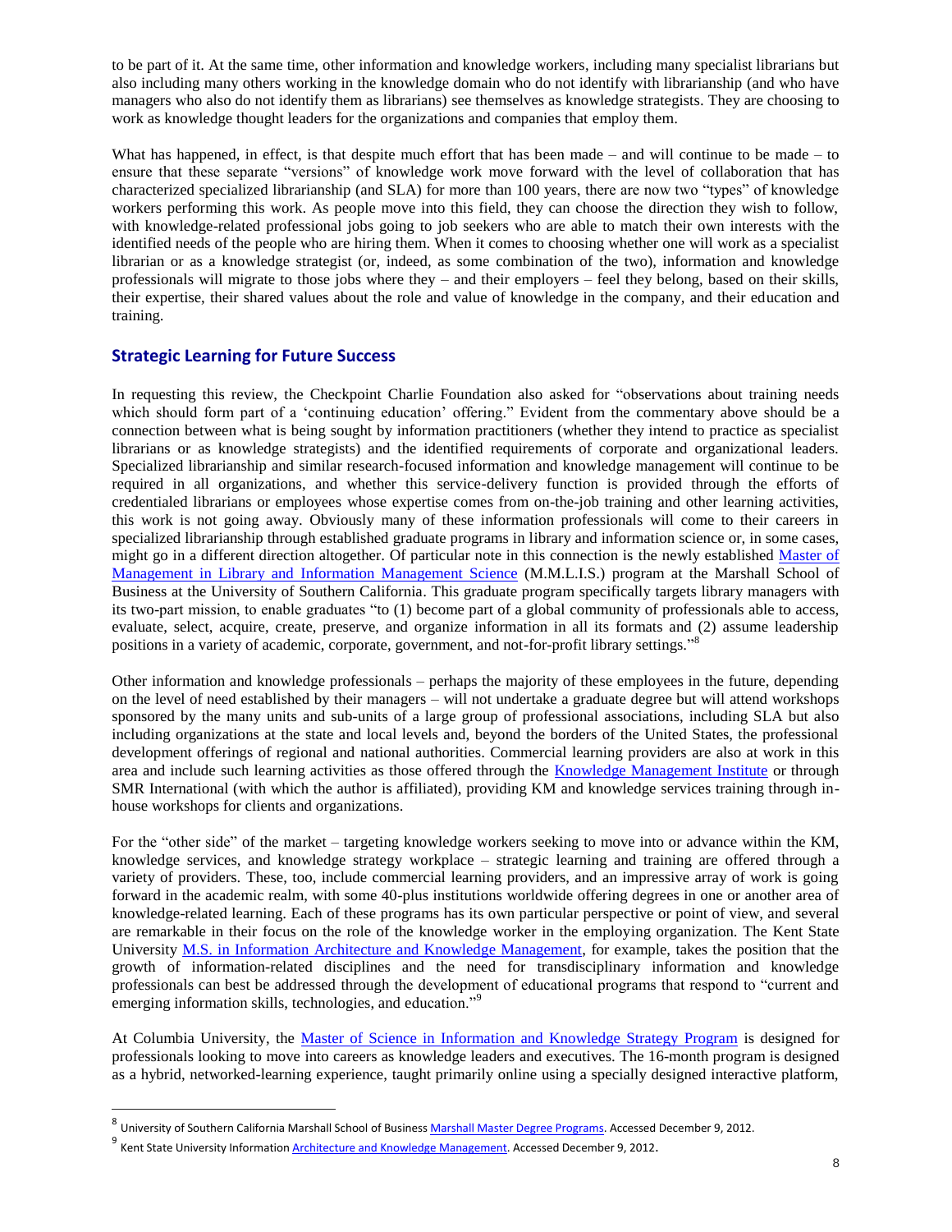to be part of it. At the same time, other information and knowledge workers, including many specialist librarians but also including many others working in the knowledge domain who do not identify with librarianship (and who have managers who also do not identify them as librarians) see themselves as knowledge strategists. They are choosing to work as knowledge thought leaders for the organizations and companies that employ them.

What has happened, in effect, is that despite much effort that has been made – and will continue to be made – to ensure that these separate "versions" of knowledge work move forward with the level of collaboration that has characterized specialized librarianship (and SLA) for more than 100 years, there are now two "types" of knowledge workers performing this work. As people move into this field, they can choose the direction they wish to follow, with knowledge-related professional jobs going to job seekers who are able to match their own interests with the identified needs of the people who are hiring them. When it comes to choosing whether one will work as a specialist librarian or as a knowledge strategist (or, indeed, as some combination of the two), information and knowledge professionals will migrate to those jobs where they – and their employers – feel they belong, based on their skills, their expertise, their shared values about the role and value of knowledge in the company, and their education and training.

## Strategic Learning for Future Success

In requesting this review, the Checkpoint Charlie Foundation also asked for "observations about training needs which should form part of a 'continuing education' offering." Evident from the commentary above should be a connection between what is being sought by information practitioners (whether they intend to practice as specialist librarians or as knowledge strategists) and the identified requirements of corporate and organizational leaders. Specialized librarianship and similar research-focused information and knowledge management will continue to be required in all organizations, and whether this service-delivery function is provided through the efforts of credentialed librarians or employees whose expertise comes from on-the-job training and other learning activities, this work is not going away. Obviously many of these information professionals will come to their careers in specialized librarianship through established graduate programs in library and information science or, in some cases, might go in a different direction altogether. Of particular note in this connection is the newly established Master of Management in Library and Information Management Science (M.M.L.I.S.) program at the Marshall School of Business at the University of Southern California. This graduate program specifically targets library managers with its two-part mission, to enable graduates "to (1) become part of a global community of professionals able to access, evaluate, select, acquire, create, preserve, and organize information in all its formats and (2) assume leadership positions in a variety of academic, corporate, government, and not-for-profit library settings."[8]

Other information and knowledge professionals – perhaps the majority of these employees in the future, depending on the level of need established by their managers – will not undertake a graduate degree but will attend workshops sponsored by the many units and sub-units of a large group of professional associations, including SLA but also including organizations at the state and local levels and, beyond the borders of the United States, the professional development offerings of regional and national authorities. Commercial learning providers are also at work in this area and include such learning activities as those offered through the Knowledge Management Institute or through SMR International (with which the author is affiliated), providing KM and knowledge services training through in-house workshops for clients and organizations.

For the "other side" of the market – targeting knowledge workers seeking to move into or advance within the KM, knowledge services, and knowledge strategy workplace – strategic learning and training are offered through a variety of providers. These, too, include commercial learning providers, and an impressive array of work is going forward in the academic realm, with some 40-plus institutions worldwide offering degrees in one or another area of knowledge-related learning. Each of these programs has its own particular perspective or point of view, and several are remarkable in their focus on the role of the knowledge worker in the employing organization. The Kent State University M.S. in Information Architecture and Knowledge Management, for example, takes the position that the growth of information-related disciplines and the need for transdisciplinary information and knowledge professionals can best be addressed through the development of educational programs that respond to "current and emerging information skills, technologies, and education."[9]

At Columbia University, the Master of Science in Information and Knowledge Strategy Program is designed for professionals looking to move into careers as knowledge leaders and executives. The 16-month program is designed as a hybrid, networked-learning experience, taught primarily online using a specially designed interactive platform,

---

[8] University of Southern California Marshall School of Business Marshall Master Degree Programs. Accessed December 9, 2012.

[9] Kent State University Information Architecture and Knowledge Management. Accessed December 9, 2012.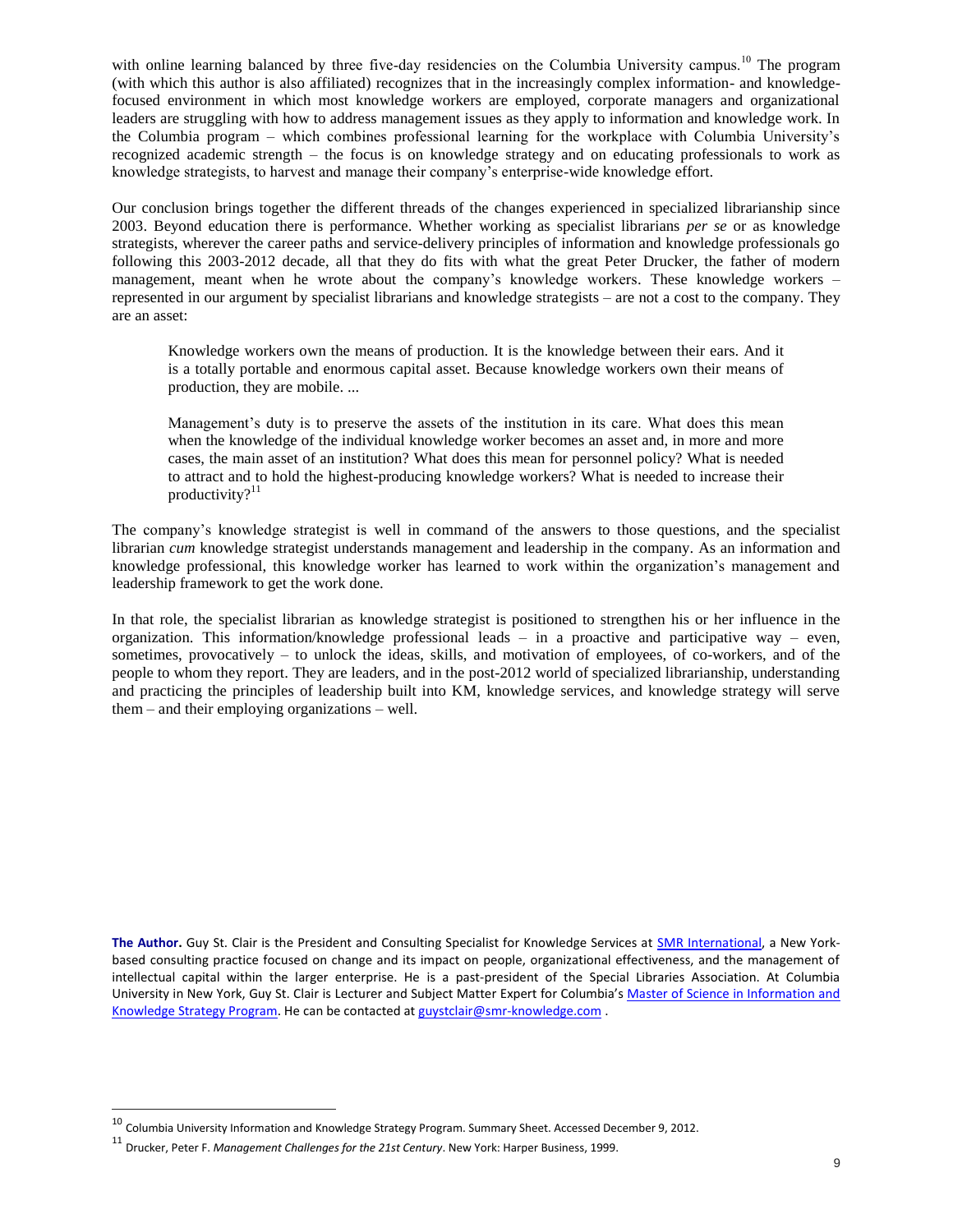with online learning balanced by three five-day residencies on the Columbia University campus.[10] The program (with which this author is also affiliated) recognizes that in the increasingly complex information- and knowledge-focused environment in which most knowledge workers are employed, corporate managers and organizational leaders are struggling with how to address management issues as they apply to information and knowledge work. In the Columbia program – which combines professional learning for the workplace with Columbia University's recognized academic strength – the focus is on knowledge strategy and on educating professionals to work as knowledge strategists, to harvest and manage their company's enterprise-wide knowledge effort.

Our conclusion brings together the different threads of the changes experienced in specialized librarianship since 2003. Beyond education there is performance. Whether working as specialist librarians *per se* or as knowledge strategists, wherever the career paths and service-delivery principles of information and knowledge professionals go following this 2003-2012 decade, all that they do fits with what the great Peter Drucker, the father of modern management, meant when he wrote about the company's knowledge workers. These knowledge workers – represented in our argument by specialist librarians and knowledge strategists – are not a cost to the company. They are an asset:

> Knowledge workers own the means of production. It is the knowledge between their ears. And it is a totally portable and enormous capital asset. Because knowledge workers own their means of production, they are mobile. ...
>
> Management's duty is to preserve the assets of the institution in its care. What does this mean when the knowledge of the individual knowledge worker becomes an asset and, in more and more cases, the main asset of an institution? What does this mean for personnel policy? What is needed to attract and to hold the highest-producing knowledge workers? What is needed to increase their productivity?[11]

The company's knowledge strategist is well in command of the answers to those questions, and the specialist librarian *cum* knowledge strategist understands management and leadership in the company. As an information and knowledge professional, this knowledge worker has learned to work within the organization's management and leadership framework to get the work done.

In that role, the specialist librarian as knowledge strategist is positioned to strengthen his or her influence in the organization. This information/knowledge professional leads – in a proactive and participative way – even, sometimes, provocatively – to unlock the ideas, skills, and motivation of employees, of co-workers, and of the people to whom they report. They are leaders, and in the post-2012 world of specialized librarianship, understanding and practicing the principles of leadership built into KM, knowledge services, and knowledge strategy will serve them – and their employing organizations – well.

**The Author.** Guy St. Clair is the President and Consulting Specialist for Knowledge Services at SMR International, a New York-based consulting practice focused on change and its impact on people, organizational effectiveness, and the management of intellectual capital within the larger enterprise. He is a past-president of the Special Libraries Association. At Columbia University in New York, Guy St. Clair is Lecturer and Subject Matter Expert for Columbia's Master of Science in Information and Knowledge Strategy Program. He can be contacted at guystclair@smr-knowledge.com .

---

[10] Columbia University Information and Knowledge Strategy Program. Summary Sheet. Accessed December 9, 2012.

[11] Drucker, Peter F. *Management Challenges for the 21st Century*. New York: Harper Business, 1999.